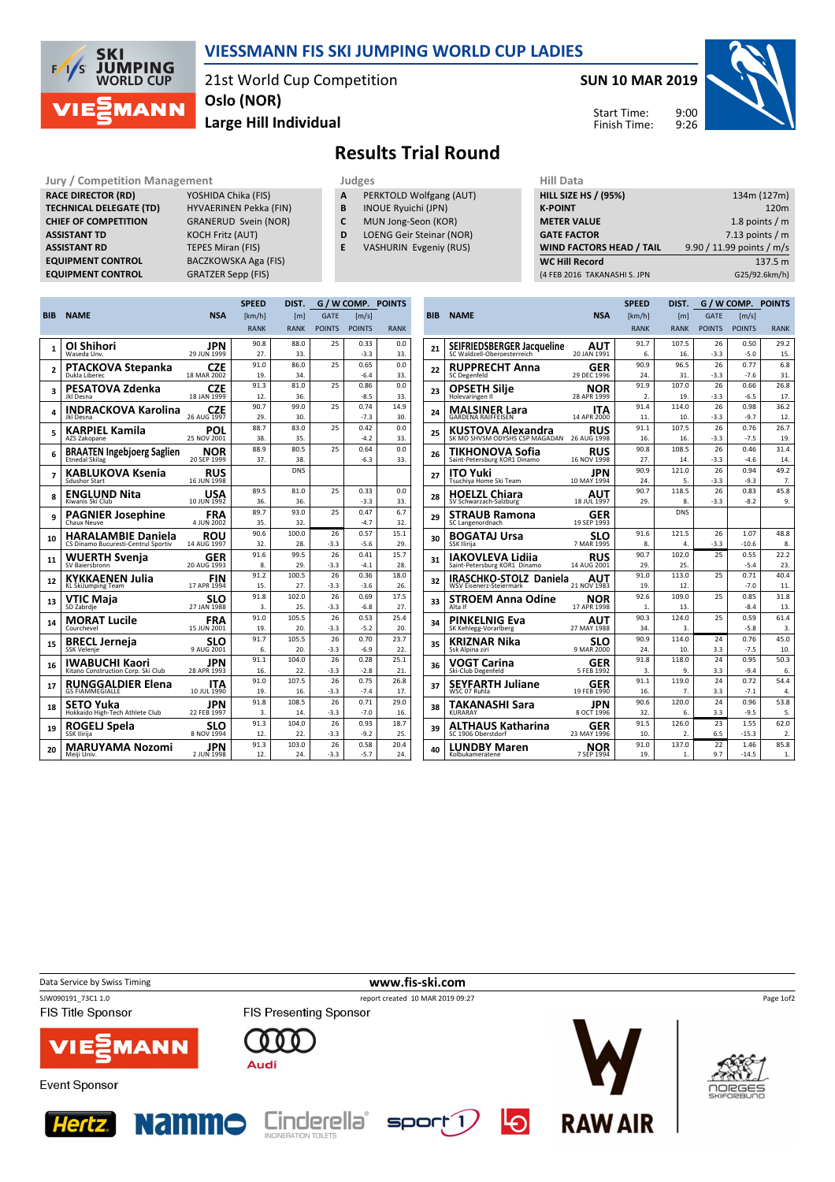# VIESSMANN FIS SKI JUMPING WORLD CUP LADIES

21st World Cup Competition
**Oslo (NOR)**
**Large Hill Individual**

**SUN 10 MAR 2019**

Start Time: 9:00
Finish Time: 9:26

## Results Trial Round

| Jury / Competition Management | |
|---|---|
| RACE DIRECTOR (RD) | YOSHIDA Chika (FIS) |
| TECHNICAL DELEGATE (TD) | HYVAERINEN Pekka (FIN) |
| CHIEF OF COMPETITION | GRANERUD Svein (NOR) |
| ASSISTANT TD | KOCH Fritz (AUT) |
| ASSISTANT RD | TEPES Miran (FIS) |
| EQUIPMENT CONTROL | BACZKOWSKA Aga (FIS) |
| EQUIPMENT CONTROL | GRATZER Sepp (FIS) |

| Judges | |
|---|---|
| A | PERKTOLD Wolfgang (AUT) |
| B | INOUE Ryuichi (JPN) |
| C | MUN Jong-Seon (KOR) |
| D | LOENG Geir Steinar (NOR) |
| E | VASHURIN Evgeniy (RUS) |

| Hill Data | |
|---|---|
| HILL SIZE HS / (95%) | 134m (127m) |
| K-POINT | 120m |
| METER VALUE | 1.8 points / m |
| GATE FACTOR | 7.13 points / m |
| WIND FACTORS HEAD / TAIL | 9.90 / 11.99 points / m/s |
| WC Hill Record | 137.5 m |
| (4 FEB 2016 TAKANASHI S. JPN | G25/92.6km/h) |

| BIB | NAME | NSA | SPEED [km/h] | DIST. [m] | GATE | WIND [m/s] | POINTS |
|---|---|---|---|---|---|---|---|
| | Club | Date of birth | RANK | RANK | POINTS | POINTS | RANK |
| 1 | OI Shihori | JPN | 90.8 | 88.0 | 25 | 0.33 | 0.0 |
| | Waseda Unv. | 29 JUN 1999 | 27. | 33. | | -3.3 | 33. |
| 2 | PTACKOVA Stepanka | CZE | 91.0 | 86.0 | 25 | 0.65 | 0.0 |
| | Dukla Liberec | 18 MAR 2002 | 19. | 34. | | -6.4 | 33. |
| 3 | PESATOVA Zdenka | CZE | 91.3 | 81.0 | 25 | 0.86 | 0.0 |
| | Jkl Desna | 18 JAN 1999 | 12. | 36. | | -8.5 | 33. |
| 4 | INDRACKOVA Karolina | CZE | 90.7 | 99.0 | 25 | 0.74 | 14.9 |
| | Jkl Desna | 26 AUG 1997 | 29. | 30. | | -7.3 | 30. |
| 5 | KARPIEL Kamila | POL | 88.7 | 83.0 | 25 | 0.42 | 0.0 |
| | AZS Zakopane | 25 NOV 2001 | 38. | 35. | | -4.2 | 33. |
| 6 | BRAATEN Ingebjoerg Saglien | NOR | 88.9 | 80.5 | 25 | 0.64 | 0.0 |
| | Etnedal Skilag | 20 SEP 1999 | 37. | 38. | | -6.3 | 33. |
| 7 | KABLUKOVA Ksenia | RUS | | DNS | | | |
| | Sdushor Start | 16 JUN 1998 | | | | | |
| 8 | ENGLUND Nita | USA | 89.5 | 81.0 | 25 | 0.33 | 0.0 |
| | Kiwanis Ski Club | 10 JUN 1992 | 36. | 36. | | -3.3 | 33. |
| 9 | PAGNIER Josephine | FRA | 89.7 | 93.0 | 25 | 0.47 | 6.7 |
| | Chaux Neuve | 4 JUN 2002 | 35. | 32. | | -4.7 | 32. |
| 10 | HARALAMBIE Daniela | ROU | 90.6 | 100.0 | 26 | 0.57 | 15.1 |
| | CS Dinamo Bucuresti-Centrul Sportiv | 14 AUG 1997 | 32. | 28. | -3.3 | -5.6 | 29. |
| 11 | WUERTH Svenja | GER | 91.6 | 99.5 | 26 | 0.41 | 15.7 |
| | SV Baiersbronn | 20 AUG 1993 | 8. | 29. | -3.3 | -4.1 | 28. |
| 12 | KYKKAENEN Julia | FIN | 91.2 | 100.5 | 26 | 0.36 | 18.0 |
| | KL SkiJumping Team | 17 APR 1994 | 15. | 27. | -3.3 | -3.6 | 26. |
| 13 | VTIC Maja | SLO | 91.8 | 102.0 | 26 | 0.69 | 17.5 |
| | SD Zabrdje | 27 JAN 1988 | 3. | 25. | -3.3 | -6.8 | 27. |
| 14 | MORAT Lucile | FRA | 91.0 | 105.5 | 26 | 0.53 | 25.4 |
| | Courchevel | 15 JUN 2001 | 19. | 20. | -3.3 | -5.2 | 20. |
| 15 | BRECL Jerneja | SLO | 91.7 | 105.5 | 26 | 0.70 | 23.7 |
| | SSK Velenje | 9 AUG 2001 | 6. | 20. | -3.3 | -6.9 | 22. |
| 16 | IWABUCHI Kaori | JPN | 91.1 | 104.0 | 26 | 0.28 | 25.1 |
| | Kitano Construction Corp. Ski Club | 28 APR 1993 | 16. | 22. | -3.3 | -2.8 | 21. |
| 17 | RUNGGALDIER Elena | ITA | 91.0 | 107.5 | 26 | 0.75 | 26.8 |
| | GS FIAMMEGIALLE | 10 JUL 1990 | 19. | 16. | -3.3 | -7.4 | 17. |
| 18 | SETO Yuka | JPN | 91.8 | 108.5 | 26 | 0.71 | 29.0 |
| | Hokkaido High-Tech Athlete Club | 22 FEB 1997 | 3. | 14. | -3.3 | -7.0 | 16. |
| 19 | ROGELJ Spela | SLO | 91.3 | 104.0 | 26 | 0.93 | 18.7 |
| | SSK Ilirija | 8 NOV 1994 | 12. | 22. | -3.3 | -9.2 | 25. |
| 20 | MARUYAMA Nozomi | JPN | 91.3 | 103.0 | 26 | 0.58 | 20.4 |
| | Meiji Univ. | 2 JUN 1998 | 12. | 24. | -3.3 | -5.7 | 24. |
| 21 | SEIFRIEDSBERGER Jacqueline | AUT | 91.7 | 107.5 | 26 | 0.50 | 29.2 |
| | SC Waldzell-Oberoesterreich | 20 JAN 1991 | 6. | 16. | -3.3 | -5.0 | 15. |
| 22 | RUPPRECHT Anna | GER | 90.9 | 96.5 | 26 | 0.77 | 6.8 |
| | SC Degenfeld | 29 DEC 1996 | 24. | 31. | -3.3 | -7.6 | 31. |
| 23 | OPSETH Silje | NOR | 91.9 | 107.0 | 26 | 0.66 | 26.8 |
| | Holeværingen Il | 28 APR 1999 | 2. | 19. | -3.3 | -6.5 | 17. |
| 24 | MALSINER Lara | ITA | 91.4 | 114.0 | 26 | 0.98 | 36.2 |
| | GARDENA RAIFFEISEN | 14 APR 2000 | 11. | 10. | -3.3 | -9.7 | 12. |
| 25 | KUSTOVA Alexandra | RUS | 91.1 | 107.5 | 26 | 0.76 | 26.7 |
| | SK MO SHVSM ODYSHS CSP MAGADAN | 26 AUG 1998 | 16. | 16. | -3.3 | -7.5 | 19. |
| 26 | TIKHONOVA Sofia | RUS | 90.8 | 108.5 | 26 | 0.46 | 31.4 |
| | Saint-Petersburg KOR1 Dinamo | 16 NOV 1998 | 27. | 14. | -3.3 | -4.6 | 14. |
| 27 | ITO Yuki | JPN | 90.9 | 121.0 | 26 | 0.94 | 49.2 |
| | Tsuchiya Home Ski Team | 10 MAY 1994 | 24. | 5. | -3.3 | -9.3 | 7. |
| 28 | HOELZL Chiara | AUT | 90.7 | 118.5 | 26 | 0.83 | 45.8 |
| | SV Schwarzach-Salzburg | 18 JUL 1997 | 29. | 8. | -3.3 | -8.2 | 9. |
| 29 | STRAUB Ramona | GER | | DNS | | | |
| | SC Langenordnach | 19 SEP 1993 | | | | | |
| 30 | BOGATAJ Ursa | SLO | 91.6 | 121.5 | 26 | 1.07 | 48.8 |
| | SSK Ilirija | 7 MAR 1995 | 8. | 4. | -3.3 | -10.6 | 8. |
| 31 | IAKOVLEVA Lidiia | RUS | 90.7 | 102.0 | 25 | 0.55 | 22.2 |
| | Saint-Petersburg KOR1 Dinamo | 14 AUG 2001 | 29. | 25. | | -5.4 | 23. |
| 32 | IRASCHKO-STOLZ Daniela | AUT | 91.0 | 113.0 | 25 | 0.71 | 40.4 |
| | WSV Eisenerz-Steiermark | 21 NOV 1983 | 19. | 12. | | -7.0 | 11. |
| 33 | STROEM Anna Odine | NOR | 92.6 | 109.0 | 25 | 0.85 | 31.8 |
| | Alta If | 17 APR 1998 | 1. | 13. | | -8.4 | 13. |
| 34 | PINKELNIG Eva | AUT | 90.3 | 124.0 | 25 | 0.59 | 61.4 |
| | SK Kehlegg-Vorarlberg | 27 MAY 1988 | 34. | 3. | | -5.8 | 3. |
| 35 | KRIZNAR Nika | SLO | 90.9 | 114.0 | 24 | 0.76 | 45.0 |
| | Ssk Alpina ziri | 9 MAR 2000 | 24. | 10. | 3.3 | -7.5 | 10. |
| 36 | VOGT Carina | GER | 91.8 | 118.0 | 24 | 0.95 | 50.3 |
| | Ski-Club Degenfeld | 5 FEB 1992 | 3. | 9. | 3.3 | -9.4 | 6. |
| 37 | SEYFARTH Juliane | GER | 91.1 | 119.0 | 24 | 0.72 | 54.4 |
| | WSC 07 Ruhla | 19 FEB 1990 | 16. | 7. | 3.3 | -7.1 | 4. |
| 38 | TAKANASHI Sara | JPN | 90.6 | 120.0 | 24 | 0.96 | 53.8 |
| | KURARAY | 8 OCT 1996 | 32. | 6. | 3.3 | -9.5 | 5. |
| 39 | ALTHAUS Katharina | GER | 91.5 | 126.0 | 23 | 1.55 | 62.0 |
| | SC 1906 Oberstdorf | 23 MAY 1996 | 10. | 2. | 6.5 | -15.3 | 2. |
| 40 | LUNDBY Maren | NOR | 91.0 | 137.0 | 22 | 1.46 | 85.8 |
| | Kolbukameratene | 7 SEP 1994 | 19. | 1. | 9.7 | -14.5 | 1. |

Data Service by Swiss Timing — www.fis-ski.com

SJW090191_73C1 1.0 — report created 10 MAR 2019 09:27

FIS Title Sponsor — FIS Presenting Sponsor — Event Sponsor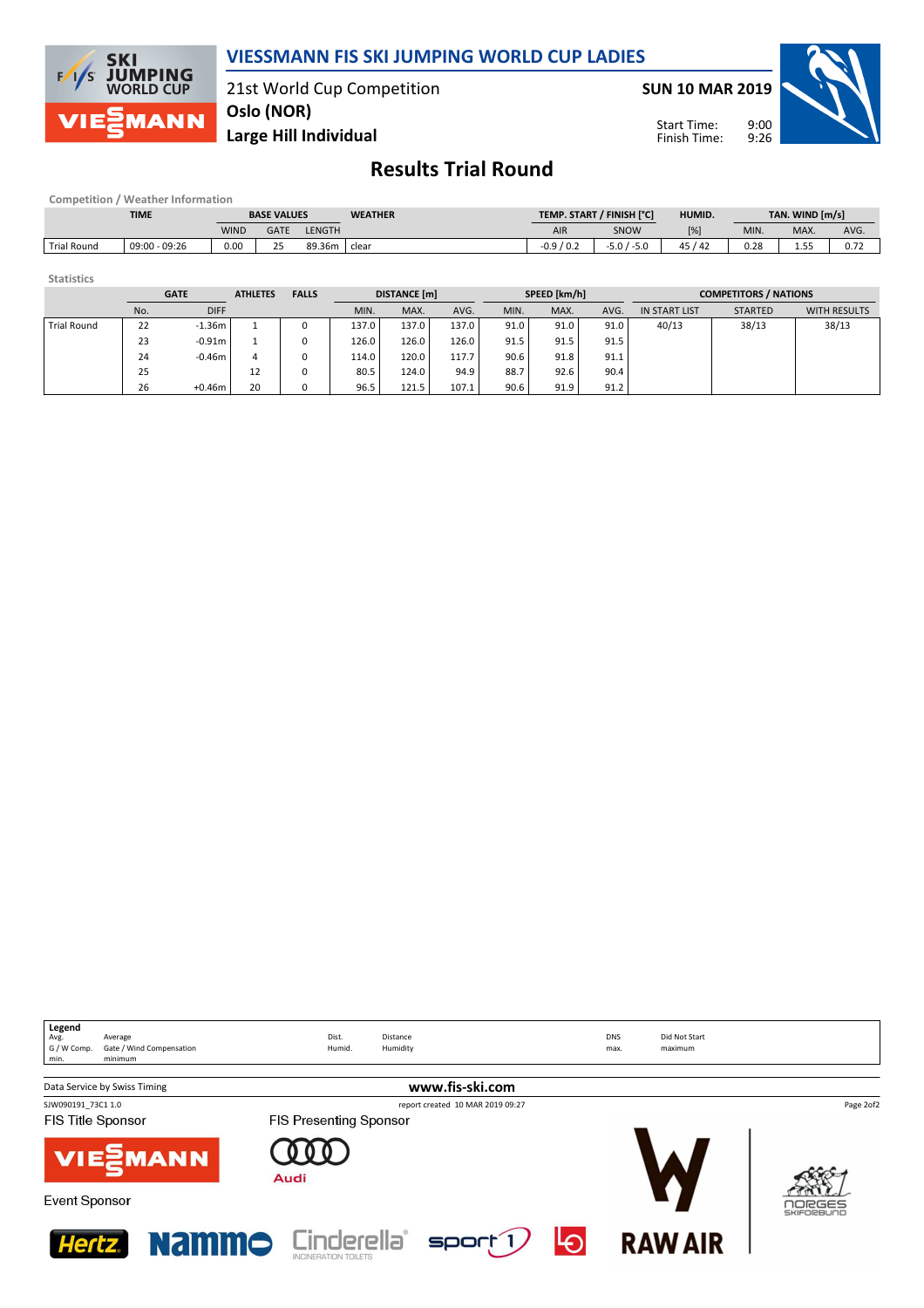# VIESSMANN FIS SKI JUMPING WORLD CUP LADIES

21st World Cup Competition

**SUN 10 MAR 2019**

**Oslo (NOR)**

**Large Hill Individual**

Start Time: 9:00
Finish Time: 9:26

## Results Trial Round

Competition / Weather Information

| | TIME | BASE VALUES | | | WEATHER | TEMP. START / FINISH [°C] | | HUMID. | TAN. WIND [m/s] | | |
|---|---|---|---|---|---|---|---|---|---|---|---|
| | | WIND | GATE | LENGTH | | AIR | SNOW | [%] | MIN. | MAX. | AVG. |
| Trial Round | 09:00 - 09:26 | 0.00 | 25 | 89.36m | clear | -0.9 / 0.2 | -5.0 / -5.0 | 45 / 42 | 0.28 | 1.55 | 0.72 |

Statistics

| | GATE | | ATHLETES | FALLS | DISTANCE [m] | | | SPEED [km/h] | | | COMPETITORS / NATIONS | | |
|---|---|---|---|---|---|---|---|---|---|---|---|---|---|
| | No. | DIFF | | | MIN. | MAX. | AVG. | MIN. | MAX. | AVG. | IN START LIST | STARTED | WITH RESULTS |
| Trial Round | 22 | -1.36m | 1 | 0 | 137.0 | 137.0 | 137.0 | 91.0 | 91.0 | 91.0 | 40/13 | 38/13 | 38/13 |
| | 23 | -0.91m | 1 | 0 | 126.0 | 126.0 | 126.0 | 91.5 | 91.5 | 91.5 | | | |
| | 24 | -0.46m | 4 | 0 | 114.0 | 120.0 | 117.7 | 90.6 | 91.8 | 91.1 | | | |
| | 25 | | 12 | 0 | 80.5 | 124.0 | 94.9 | 88.7 | 92.6 | 90.4 | | | |
| | 26 | +0.46m | 20 | 0 | 96.5 | 121.5 | 107.1 | 90.6 | 91.9 | 91.2 | | | |

**Legend**

| | | | | | |
|---|---|---|---|---|---|
| Avg. | Average | Dist. | Distance | DNS | Did Not Start |
| G / W Comp. | Gate / Wind Compensation | Humid. | Humidity | max. | maximum |
| min. | minimum | | | | |

Data Service by Swiss Timing

www.fis-ski.com

SJW090191_73C1 1.0 report created 10 MAR 2019 09:27

FIS Title Sponsor: VIESSMANN

FIS Presenting Sponsor: Audi

Event Sponsor: Hertz, Nammo, Cinderella, sport1, RAW AIR, Norges Skiforbund